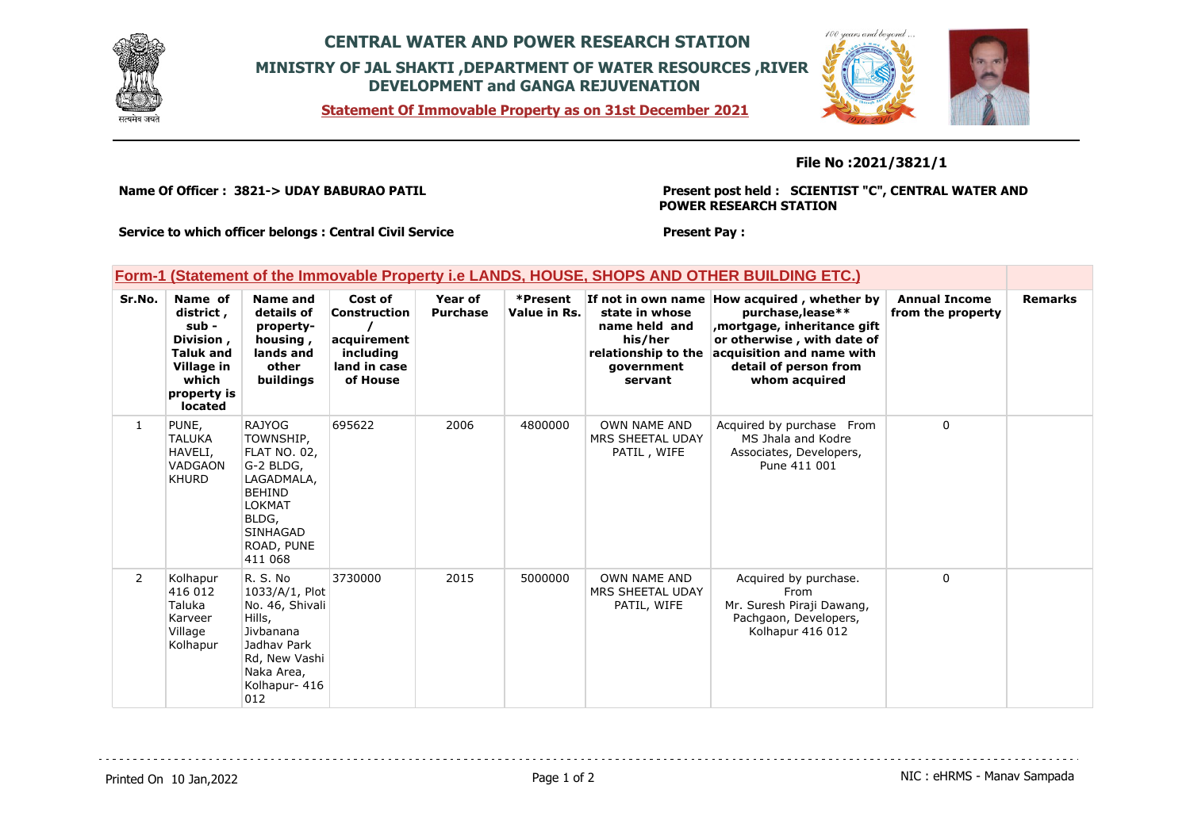# CENTRAL WATER AND POWER RESEARCH STATION

## MINISTRY OF JAL SHAKTI ,DEPARTMENT OF WATER RESOURCES ,RIVER DEVELOPMENT and GANGA REJUVENATION

**Statement Of Immovable Property as on 31st December 2021**

**File No :2021/3821/1**

**Name Of Officer : 3821-> UDAY BABURAO PATIL**

**Present post held : SCIENTIST "C", CENTRAL WATER AND POWER RESEARCH STATION**

**Service to which officer belongs : Central Civil Service**

**Present Pay :**

### Form-1 (Statement of the Immovable Property i.e LANDS, HOUSE, SHOPS AND OTHER BUILDING ETC.)

| Sr.No. | Name of district , sub - Division , Taluk and Village in which property is located | Name and details of property- housing , lands and other buildings | Cost of Construction / acquirement including land in case of House | Year of Purchase | *Present Value in Rs. | If not in own name state in whose name held and his/her relationship to the government servant | How acquired , whether by purchase,lease** ,mortgage, inheritance gift or otherwise , with date of acquisition and name with detail of person from whom acquired | Annual Income from the property | Remarks |
|---|---|---|---|---|---|---|---|---|---|
| 1 | PUNE, TALUKA HAVELI, VADGAON KHURD | RAJYOG TOWNSHIP, FLAT NO. 02, G-2 BLDG, LAGADMALA, BEHIND LOKMAT BLDG, SINHAGAD ROAD, PUNE 411 068 | 695622 | 2006 | 4800000 | OWN NAME AND MRS SHEETAL UDAY PATIL , WIFE | Acquired by purchase From MS Jhala and Kodre Associates, Developers, Pune 411 001 | 0 | |
| 2 | Kolhapur 416 012 Taluka Karveer Village Kolhapur | R. S. No 1033/A/1, Plot No. 46, Shivali Hills, Jivbanana Jadhav Park Rd, New Vashi Naka Area, Kolhapur- 416 012 | 3730000 | 2015 | 5000000 | OWN NAME AND MRS SHEETAL UDAY PATIL, WIFE | Acquired by purchase. From Mr. Suresh Piraji Dawang, Pachgaon, Developers, Kolhapur 416 012 | 0 | |

Printed On 10 Jan,2022

NIC : eHRMS - Manav Sampada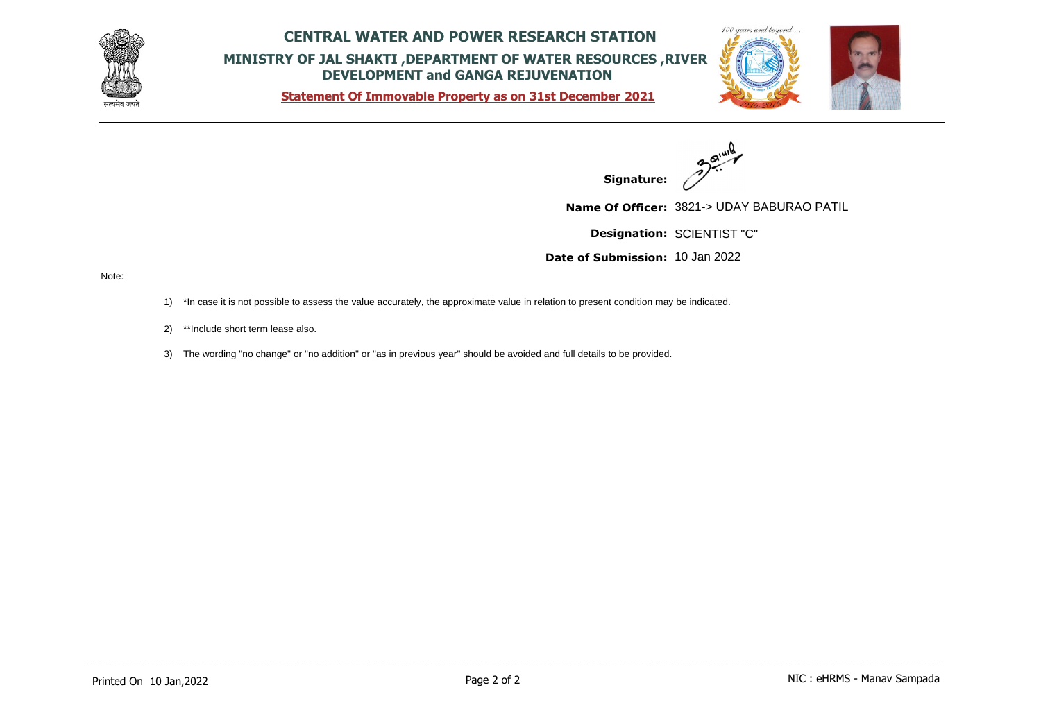# CENTRAL WATER AND POWER RESEARCH STATION

## MINISTRY OF JAL SHAKTI ,DEPARTMENT OF WATER RESOURCES ,RIVER DEVELOPMENT and GANGA REJUVENATION

**Statement Of Immovable Property as on 31st December 2021**

**Signature:**

**Name Of Officer:** 3821-> UDAY BABURAO PATIL

**Designation:** SCIENTIST "C"

**Date of Submission:** 10 Jan 2022

Note:

1) *In case it is not possible to assess the value accurately, the approximate value in relation to present condition may be indicated.

2) **Include short term lease also.

3) The wording "no change" or "no addition" or "as in previous year" should be avoided and full details to be provided.

Printed On 10 Jan,2022

NIC : eHRMS - Manav Sampada